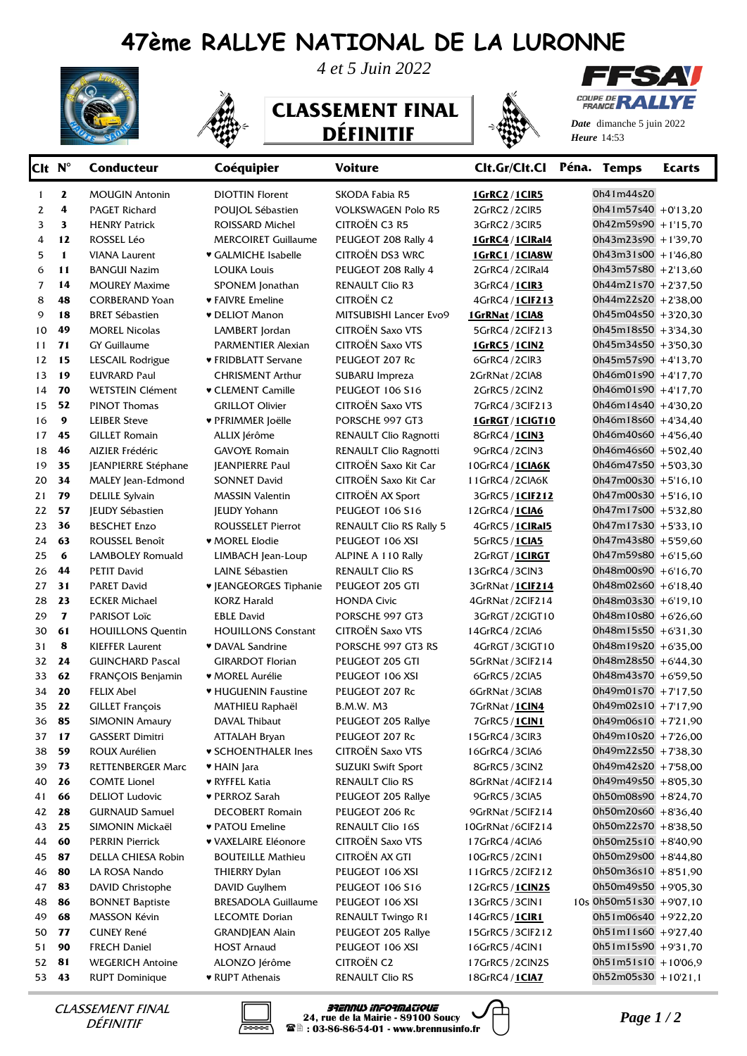# 47ème RALLYE NATIONAL DE LA LURONNE

*4 et 5 Juin 2022*

## CLASSEMENT FINAL DÉFINITIF

FFSA COUPE DE FRANCE RALLYE

*Date* dimanche 5 juin 2022
*Heure* 14:53

| Clt | N° | Conducteur | Coéquipier | Voiture | Clt.Gr/Clt.Cl | Péna. | Temps | Ecarts |
|---|---|---|---|---|---|---|---|---|
| 1 | 2 | MOUGIN Antonin | DIOTTIN Florent | SKODA Fabia R5 | **1GrRC2** / **1ClR5** | | 0h41m44s20 | |
| 2 | 4 | PAGET Richard | POUJOL Sébastien | VOLKSWAGEN Polo R5 | 2GrRC2 / 2ClR5 | | 0h41m57s40 | +0'13,20 |
| 3 | 3 | HENRY Patrick | ROISSARD Michel | CITROËN C3 R5 | 3GrRC2 / 3ClR5 | | 0h42m59s90 | +1'15,70 |
| 4 | 12 | ROSSEL Léo | MERCOIRET Guillaume | PEUGEOT 208 Rally 4 | **1GrRC4** / **1ClRal4** | | 0h43m23s90 | +1'39,70 |
| 5 | 1 | VIANA Laurent | ♥ GALMICHE Isabelle | CITROËN DS3 WRC | **1GrRC1** / **1ClA8W** | | 0h43m31s00 | +1'46,80 |
| 6 | 11 | BANGUI Nazim | LOUKA Louis | PEUGEOT 208 Rally 4 | 2GrRC4 / 2ClRal4 | | 0h43m57s80 | +2'13,60 |
| 7 | 14 | MOUREY Maxime | SPONEM Jonathan | RENAULT Clio R3 | 3GrRC4 / **1ClR3** | | 0h44m21s70 | +2'37,50 |
| 8 | 48 | CORBERAND Yoan | ♥ FAIVRE Emeline | CITROËN C2 | 4GrRC4 / **1ClF213** | | 0h44m22s20 | +2'38,00 |
| 9 | 18 | BRET Sébastien | ♥ DELIOT Manon | MITSUBISHI Lancer Evo9 | **1GrRNat** / **1ClA8** | | 0h45m04s50 | +3'20,30 |
| 10 | 49 | MOREL Nicolas | LAMBERT Jordan | CITROËN Saxo VTS | 5GrRC4 / 2ClF213 | | 0h45m18s50 | +3'34,30 |
| 11 | 71 | GY Guillaume | PARMENTIER Alexian | CITROËN Saxo VTS | **1GrRC5** / **1ClN2** | | 0h45m34s50 | +3'50,30 |
| 12 | 15 | LESCAIL Rodrigue | ♥ FRIDBLATT Servane | PEUGEOT 207 Rc | 6GrRC4 / 2ClR3 | | 0h45m57s90 | +4'13,70 |
| 13 | 19 | EUVRARD Paul | CHRISMENT Arthur | SUBARU Impreza | 2GrRNat / 2ClA8 | | 0h46m01s90 | +4'17,70 |
| 14 | 70 | WETSTEIN Clément | ♥ CLEMENT Camille | PEUGEOT 106 S16 | 2GrRC5 / 2ClN2 | | 0h46m01s90 | +4'17,70 |
| 15 | 52 | PINOT Thomas | GRILLOT Olivier | CITROËN Saxo VTS | 7GrRC4 / 3ClF213 | | 0h46m14s40 | +4'30,20 |
| 16 | 9 | LEIBER Steve | ♥ PFRIMMER Joëlle | PORSCHE 997 GT3 | **1GrRGT** / **1ClGT10** | | 0h46m18s60 | +4'34,40 |
| 17 | 45 | GILLET Romain | ALLIX Jérôme | RENAULT Clio Ragnotti | 8GrRC4 / **1ClN3** | | 0h46m40s60 | +4'56,40 |
| 18 | 46 | AIZIER Frédéric | GAVOYE Romain | RENAULT Clio Ragnotti | 9GrRC4 / 2ClN3 | | 0h46m46s60 | +5'02,40 |
| 19 | 35 | JEANPIERRE Stéphane | JEANPIERRE Paul | CITROËN Saxo Kit Car | 10GrRC4 / **1ClA6K** | | 0h46m47s50 | +5'03,30 |
| 20 | 34 | MALEY Jean-Edmond | SONNET David | CITROËN Saxo Kit Car | 11GrRC4 / 2ClA6K | | 0h47m00s30 | +5'16,10 |
| 21 | 79 | DELILE Sylvain | MASSIN Valentin | CITROËN AX Sport | 3GrRC5 / **1ClF212** | | 0h47m00s30 | +5'16,10 |
| 22 | 57 | JEUDY Sébastien | JEUDY Yohann | PEUGEOT 106 S16 | 12GrRC4 / **1ClA6** | | 0h47m17s00 | +5'32,80 |
| 23 | 36 | BESCHET Enzo | ROUSSELET Pierrot | RENAULT Clio RS Rally 5 | 4GrRC5 / **1ClRal5** | | 0h47m17s30 | +5'33,10 |
| 24 | 63 | ROUSSEL Benoît | ♥ MOREL Elodie | PEUGEOT 106 XSI | 5GrRC5 / **1ClA5** | | 0h47m43s80 | +5'59,60 |
| 25 | 6 | LAMBOLEY Romuald | LIMBACH Jean-Loup | ALPINE A 110 Rally | 2GrRGT / **1ClRGT** | | 0h47m59s80 | +6'15,60 |
| 26 | 44 | PETIT David | LAINE Sébastien | RENAULT Clio RS | 13GrRC4 / 3ClN3 | | 0h48m00s90 | +6'16,70 |
| 27 | 31 | PARET David | ♥ JEANGEORGES Tiphanie | PEUGEOT 205 GTI | 3GrRNat / **1ClF214** | | 0h48m02s60 | +6'18,40 |
| 28 | 23 | ECKER Michael | KORZ Harald | HONDA Civic | 4GrRNat / 2ClF214 | | 0h48m03s30 | +6'19,10 |
| 29 | 7 | PARISOT Loïc | EBLE David | PORSCHE 997 GT3 | 3GrRGT / 2ClGT10 | | 0h48m10s80 | +6'26,60 |
| 30 | 61 | HOUILLONS Quentin | HOUILLONS Constant | CITROËN Saxo VTS | 14GrRC4 / 2ClA6 | | 0h48m15s50 | +6'31,30 |
| 31 | 8 | KIEFFER Laurent | ♥ DAVAL Sandrine | PORSCHE 997 GT3 RS | 4GrRGT / 3ClGT10 | | 0h48m19s20 | +6'35,00 |
| 32 | 24 | GUINCHARD Pascal | GIRARDOT Florian | PEUGEOT 205 GTI | 5GrRNat / 3ClF214 | | 0h48m28s50 | +6'44,30 |
| 33 | 62 | FRANÇOIS Benjamin | ♥ MOREL Aurélie | PEUGEOT 106 XSI | 6GrRC5 / 2ClA5 | | 0h48m43s70 | +6'59,50 |
| 34 | 20 | FELIX Abel | ♥ HUGUENIN Faustine | PEUGEOT 207 Rc | 6GrRNat / 3ClA8 | | 0h49m01s70 | +7'17,50 |
| 35 | 22 | GILLET François | MATHIEU Raphaël | B.M.W. M3 | 7GrRNat / **1ClN4** | | 0h49m02s10 | +7'17,90 |
| 36 | 85 | SIMONIN Amaury | DAVAL Thibaut | PEUGEOT 205 Rallye | 7GrRC5 / **1ClN1** | | 0h49m06s10 | +7'21,90 |
| 37 | 17 | GASSERT Dimitri | ATTALAH Bryan | PEUGEOT 207 Rc | 15GrRC4 / 3ClR3 | | 0h49m10s20 | +7'26,00 |
| 38 | 59 | ROUX Aurélien | ♥ SCHOENTHALER Ines | CITROËN Saxo VTS | 16GrRC4 / 3ClA6 | | 0h49m22s50 | +7'38,30 |
| 39 | 73 | RETTENBERGER Marc | ♥ HAIN Jara | SUZUKI Swift Sport | 8GrRC5 / 3ClN2 | | 0h49m42s20 | +7'58,00 |
| 40 | 26 | COMTE Lionel | ♥ RYFFEL Katia | RENAULT Clio RS | 8GrRNat / 4ClF214 | | 0h49m49s50 | +8'05,30 |
| 41 | 66 | DELIOT Ludovic | ♥ PERROZ Sarah | PEUGEOT 205 Rallye | 9GrRC5 / 3ClA5 | | 0h50m08s90 | +8'24,70 |
| 42 | 28 | GURNAUD Samuel | DECOBERT Romain | PEUGEOT 206 Rc | 9GrRNat / 5ClF214 | | 0h50m20s60 | +8'36,40 |
| 43 | 25 | SIMONIN Mickaël | ♥ PATOU Emeline | RENAULT Clio 16S | 10GrRNat / 6ClF214 | | 0h50m22s70 | +8'38,50 |
| 44 | 60 | PERRIN Pierrick | ♥ VAXELAIRE Eléonore | CITROËN Saxo VTS | 17GrRC4 / 4ClA6 | | 0h50m25s10 | +8'40,90 |
| 45 | 87 | DELLA CHIESA Robin | BOUTEILLE Mathieu | CITROËN AX GTI | 10GrRC5 / 2ClN1 | | 0h50m29s00 | +8'44,80 |
| 46 | 80 | LA ROSA Nando | THIERRY Dylan | PEUGEOT 106 XSI | 11GrRC5 / 2ClF212 | | 0h50m36s10 | +8'51,90 |
| 47 | 83 | DAVID Christophe | DAVID Guylhem | PEUGEOT 106 S16 | 12GrRC5 / **1ClN2S** | | 0h50m49s50 | +9'05,30 |
| 48 | 86 | BONNET Baptiste | BRESADOLA Guillaume | PEUGEOT 106 XSI | 13GrRC5 / 3ClN1 | 10s | 0h50m51s30 | +9'07,10 |
| 49 | 68 | MASSON Kévin | LECOMTE Dorian | RENAULT Twingo R1 | 14GrRC5 / **1ClR1** | | 0h51m06s40 | +9'22,20 |
| 50 | 77 | CUNEY René | GRANDJEAN Alain | PEUGEOT 205 Rallye | 15GrRC5 / 3ClF212 | | 0h51m11s60 | +9'27,40 |
| 51 | 90 | FRECH Daniel | HOST Arnaud | PEUGEOT 106 XSI | 16GrRC5 / 4ClN1 | | 0h51m15s90 | +9'31,70 |
| 52 | 81 | WEGERICH Antoine | ALONZO Jérôme | CITROËN C2 | 17GrRC5 / 2ClN2S | | 0h51m51s10 | +10'06,9 |
| 53 | 43 | RUPT Dominique | ♥ RUPT Athenais | RENAULT Clio RS | 18GrRC4 / **1ClA7** | | 0h52m05s30 | +10'21,1 |

*CLASSEMENT FINAL DÉFINITIF*

BRENNUS INFORMATIQUE
24, rue de la Mairie - 89100 Soucy
☎ : 03-86-86-54-01 - www.brennusinfo.fr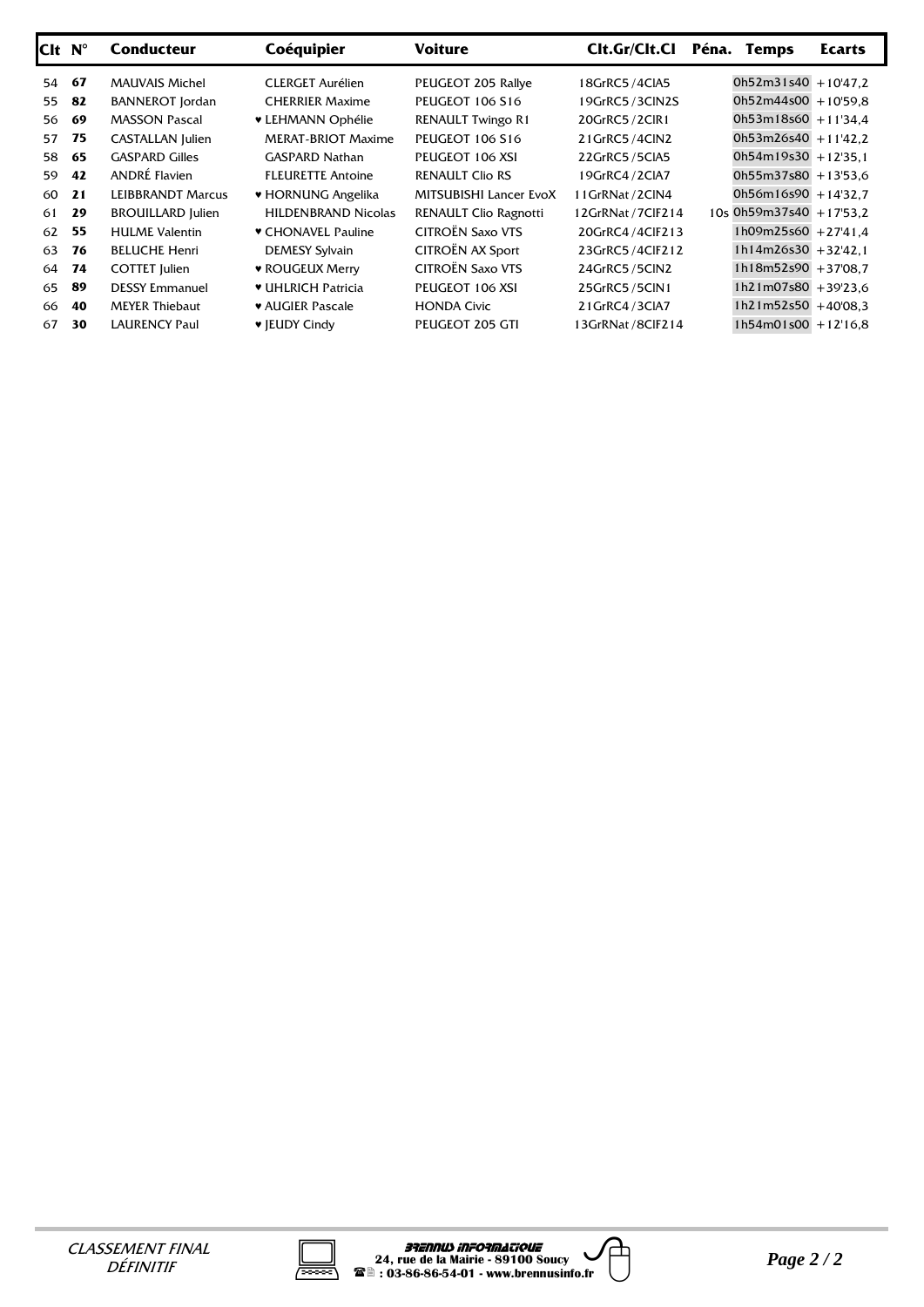| Clt | N° | Conducteur | Coéquipier | Voiture | Clt.Gr/Clt.Cl | Péna. | Temps | Ecarts |
|---|---|---|---|---|---|---|---|---|
| 54 | **67** | MAUVAIS Michel | CLERGET Aurélien | PEUGEOT 205 Rallye | 18GrRC5/4ClA5 | | 0h52m31s40 | +10'47,2 |
| 55 | **82** | BANNEROT Jordan | CHERRIER Maxime | PEUGEOT 106 S16 | 19GrRC5/3ClN2S | | 0h52m44s00 | +10'59,8 |
| 56 | **69** | MASSON Pascal | ♥ LEHMANN Ophélie | RENAULT Twingo R1 | 20GrRC5/2ClR1 | | 0h53m18s60 | +11'34,4 |
| 57 | **75** | CASTALLAN Julien | MERAT-BRIOT Maxime | PEUGEOT 106 S16 | 21GrRC5/4ClN2 | | 0h53m26s40 | +11'42,2 |
| 58 | **65** | GASPARD Gilles | GASPARD Nathan | PEUGEOT 106 XSI | 22GrRC5/5ClA5 | | 0h54m19s30 | +12'35,1 |
| 59 | **42** | ANDRÉ Flavien | FLEURETTE Antoine | RENAULT Clio RS | 19GrRC4/2ClA7 | | 0h55m37s80 | +13'53,6 |
| 60 | **21** | LEIBBRANDT Marcus | ♥ HORNUNG Angelika | MITSUBISHI Lancer EvoX | 11GrRNat/2ClN4 | | 0h56m16s90 | +14'32,7 |
| 61 | **29** | BROUILLARD Julien | HILDENBRAND Nicolas | RENAULT Clio Ragnotti | 12GrRNat/7ClF214 | 10s | 0h59m37s40 | +17'53,2 |
| 62 | **55** | HULME Valentin | ♥ CHONAVEL Pauline | CITROËN Saxo VTS | 20GrRC4/4ClF213 | | 1h09m25s60 | +27'41,4 |
| 63 | **76** | BELUCHE Henri | DEMESY Sylvain | CITROËN AX Sport | 23GrRC5/4ClF212 | | 1h14m26s30 | +32'42,1 |
| 64 | **74** | COTTET Julien | ♥ ROUGEUX Merry | CITROËN Saxo VTS | 24GrRC5/5ClN2 | | 1h18m52s90 | +37'08,7 |
| 65 | **89** | DESSY Emmanuel | ♥ UHLRICH Patricia | PEUGEOT 106 XSI | 25GrRC5/5ClN1 | | 1h21m07s80 | +39'23,6 |
| 66 | **40** | MEYER Thiebaut | ♥ AUGIER Pascale | HONDA Civic | 21GrRC4/3ClA7 | | 1h21m52s50 | +40'08,3 |
| 67 | **30** | LAURENCY Paul | ♥ JEUDY Cindy | PEUGEOT 205 GTI | 13GrRNat/8ClF214 | | 1h54m01s00 | +12'16,8 |

*CLASSEMENT FINAL DÉFINITIF*

BRENNUS INFORMATIQUE
24, rue de la Mairie - 89100 Soucy
: 03-86-86-54-01 - www.brennusinfo.fr